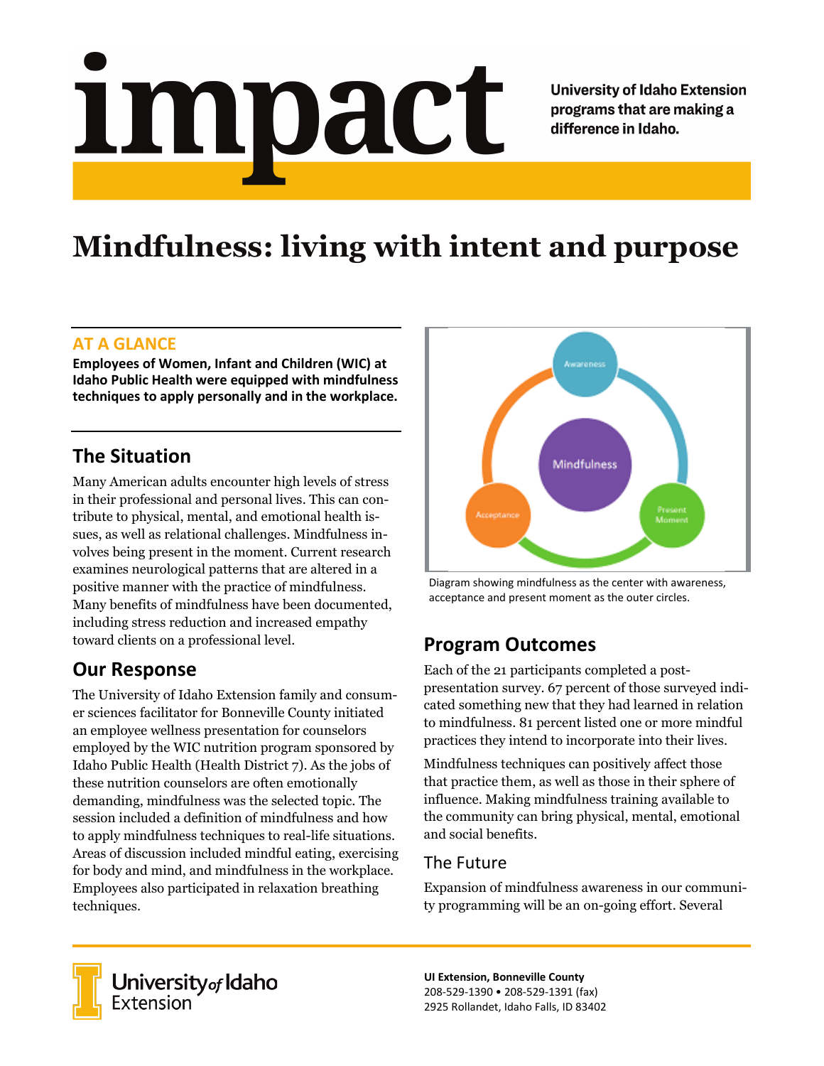# impact

**University of Idaho Extension programs that are making a difference in Idaho.**

# Mindfulness: living with intent and purpose

## AT A GLANCE

**Employees of Women, Infant and Children (WIC) at Idaho Public Health were equipped with mindfulness techniques to apply personally and in the workplace.**

## The Situation

Many American adults encounter high levels of stress in their professional and personal lives. This can contribute to physical, mental, and emotional health issues, as well as relational challenges. Mindfulness involves being present in the moment. Current research examines neurological patterns that are altered in a positive manner with the practice of mindfulness. Many benefits of mindfulness have been documented, including stress reduction and increased empathy toward clients on a professional level.

## Our Response

The University of Idaho Extension family and consumer sciences facilitator for Bonneville County initiated an employee wellness presentation for counselors employed by the WIC nutrition program sponsored by Idaho Public Health (Health District 7). As the jobs of these nutrition counselors are often emotionally demanding, mindfulness was the selected topic. The session included a definition of mindfulness and how to apply mindfulness techniques to real-life situations. Areas of discussion included mindful eating, exercising for body and mind, and mindfulness in the workplace. Employees also participated in relaxation breathing techniques.

Diagram showing mindfulness as the center with awareness, acceptance and present moment as the outer circles.

## Program Outcomes

Each of the 21 participants completed a post-presentation survey. 67 percent of those surveyed indicated something new that they had learned in relation to mindfulness. 81 percent listed one or more mindful practices they intend to incorporate into their lives.

Mindfulness techniques can positively affect those that practice them, as well as those in their sphere of influence. Making mindfulness training available to the community can bring physical, mental, emotional and social benefits.

### The Future

Expansion of mindfulness awareness in our community programming will be an on-going effort. Several

University of Idaho Extension

**UI Extension, Bonneville County**
208-529-1390 • 208-529-1391 (fax)
2925 Rollandet, Idaho Falls, ID 83402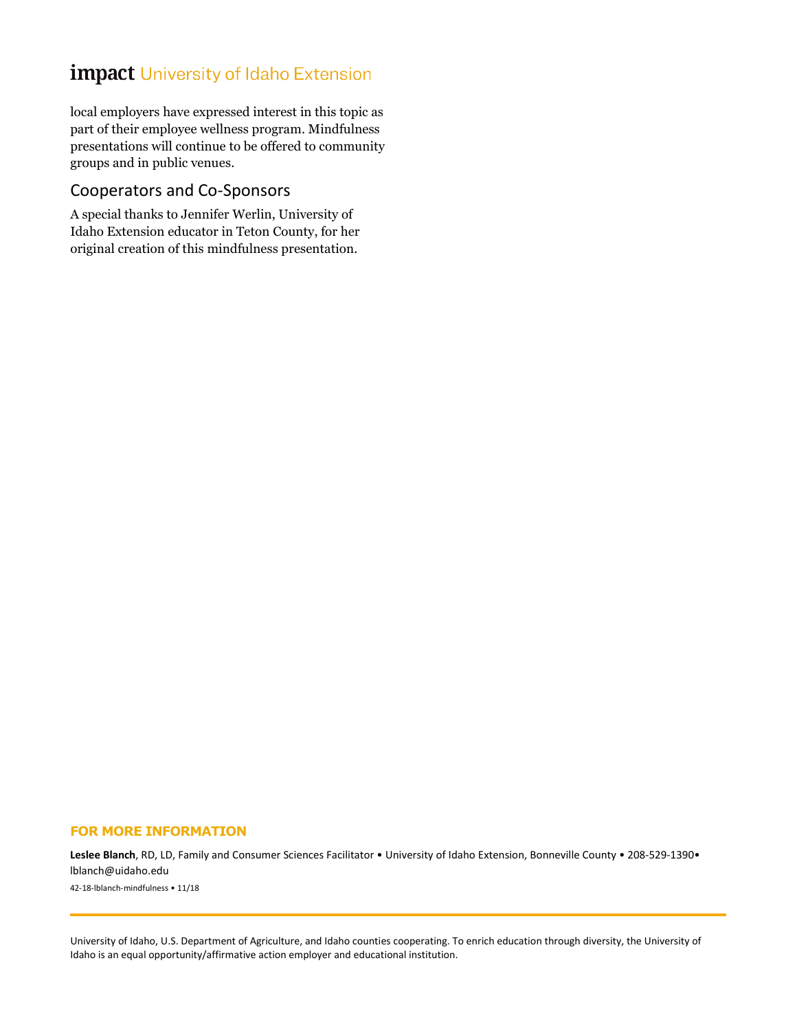local employers have expressed interest in this topic as part of their employee wellness program. Mindfulness presentations will continue to be offered to community groups and in public venues.

## Cooperators and Co-Sponsors

A special thanks to Jennifer Werlin, University of Idaho Extension educator in Teton County, for her original creation of this mindfulness presentation.

### FOR MORE INFORMATION

**Leslee Blanch**, RD, LD, Family and Consumer Sciences Facilitator • University of Idaho Extension, Bonneville County • 208-529-1390• lblanch@uidaho.edu

42-18-lblanch-mindfulness • 11/18

University of Idaho, U.S. Department of Agriculture, and Idaho counties cooperating. To enrich education through diversity, the University of Idaho is an equal opportunity/affirmative action employer and educational institution.